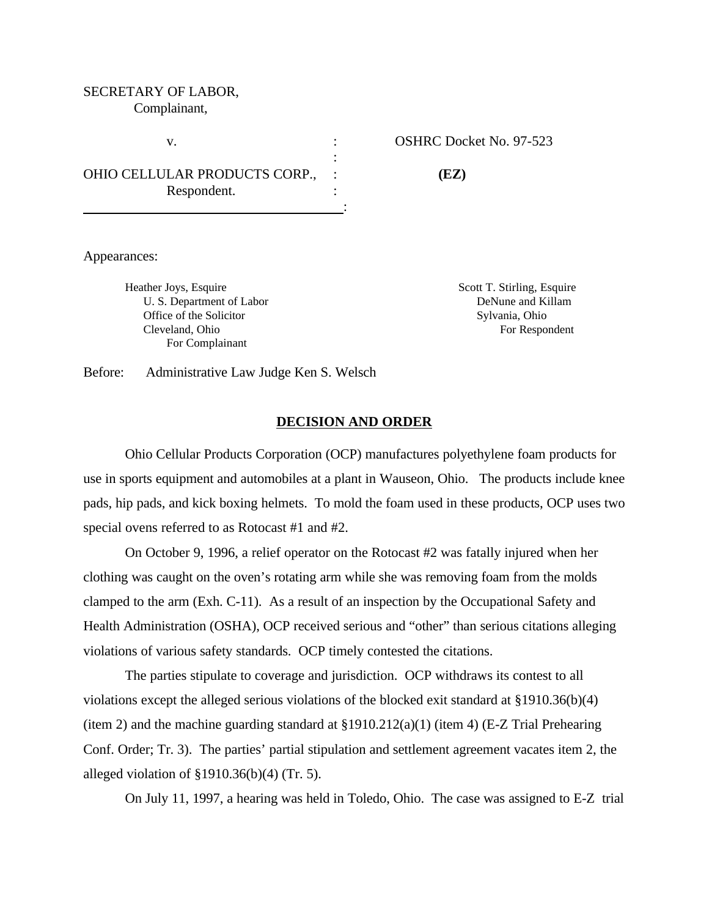SECRETARY OF LABOR,
Complainant,

v. : OSHRC Docket No. 97-523

OHIO CELLULAR PRODUCTS CORP., : **(EZ)**
Respondent. :

Appearances:

Heather Joys, Esquire
U. S. Department of Labor
Office of the Solicitor
Cleveland, Ohio
For Complainant

Scott T. Stirling, Esquire
DeNune and Killam
Sylvania, Ohio
For Respondent

Before: Administrative Law Judge Ken S. Welsch

## DECISION AND ORDER

Ohio Cellular Products Corporation (OCP) manufactures polyethylene foam products for use in sports equipment and automobiles at a plant in Wauseon, Ohio. The products include knee pads, hip pads, and kick boxing helmets. To mold the foam used in these products, OCP uses two special ovens referred to as Rotocast #1 and #2.

On October 9, 1996, a relief operator on the Rotocast #2 was fatally injured when her clothing was caught on the oven's rotating arm while she was removing foam from the molds clamped to the arm (Exh. C-11). As a result of an inspection by the Occupational Safety and Health Administration (OSHA), OCP received serious and "other" than serious citations alleging violations of various safety standards. OCP timely contested the citations.

The parties stipulate to coverage and jurisdiction. OCP withdraws its contest to all violations except the alleged serious violations of the blocked exit standard at §1910.36(b)(4) (item 2) and the machine guarding standard at §1910.212(a)(1) (item 4) (E-Z Trial Prehearing Conf. Order; Tr. 3). The parties' partial stipulation and settlement agreement vacates item 2, the alleged violation of §1910.36(b)(4) (Tr. 5).

On July 11, 1997, a hearing was held in Toledo, Ohio. The case was assigned to E-Z trial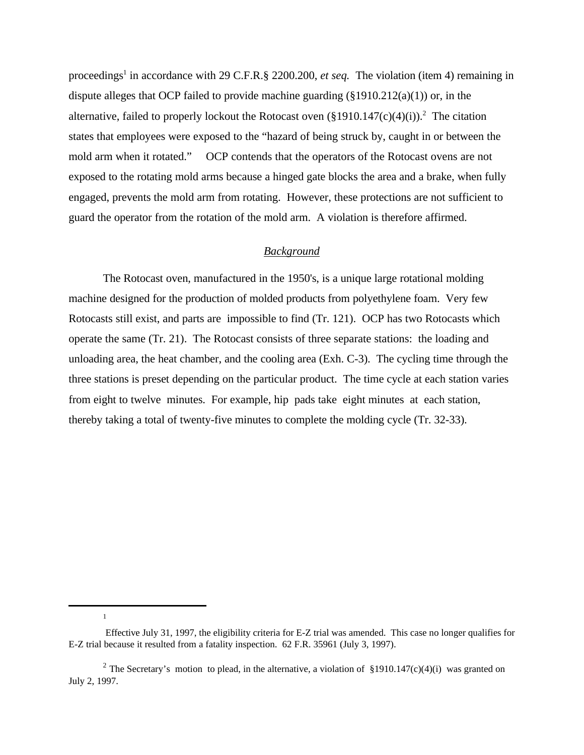proceedings[1] in accordance with 29 C.F.R.§ 2200.200, *et seq.* The violation (item 4) remaining in dispute alleges that OCP failed to provide machine guarding (§1910.212(a)(1)) or, in the alternative, failed to properly lockout the Rotocast oven (§1910.147(c)(4)(i)).[2] The citation states that employees were exposed to the "hazard of being struck by, caught in or between the mold arm when it rotated." OCP contends that the operators of the Rotocast ovens are not exposed to the rotating mold arms because a hinged gate blocks the area and a brake, when fully engaged, prevents the mold arm from rotating. However, these protections are not sufficient to guard the operator from the rotation of the mold arm. A violation is therefore affirmed.

## *Background*

The Rotocast oven, manufactured in the 1950's, is a unique large rotational molding machine designed for the production of molded products from polyethylene foam. Very few Rotocasts still exist, and parts are impossible to find (Tr. 121). OCP has two Rotocasts which operate the same (Tr. 21). The Rotocast consists of three separate stations: the loading and unloading area, the heat chamber, and the cooling area (Exh. C-3). The cycling time through the three stations is preset depending on the particular product. The time cycle at each station varies from eight to twelve minutes. For example, hip pads take eight minutes at each station, thereby taking a total of twenty-five minutes to complete the molding cycle (Tr. 32-33).

---

[1] Effective July 31, 1997, the eligibility criteria for E-Z trial was amended. This case no longer qualifies for E-Z trial because it resulted from a fatality inspection. 62 F.R. 35961 (July 3, 1997).

[2] The Secretary's motion to plead, in the alternative, a violation of §1910.147(c)(4)(i) was granted on July 2, 1997.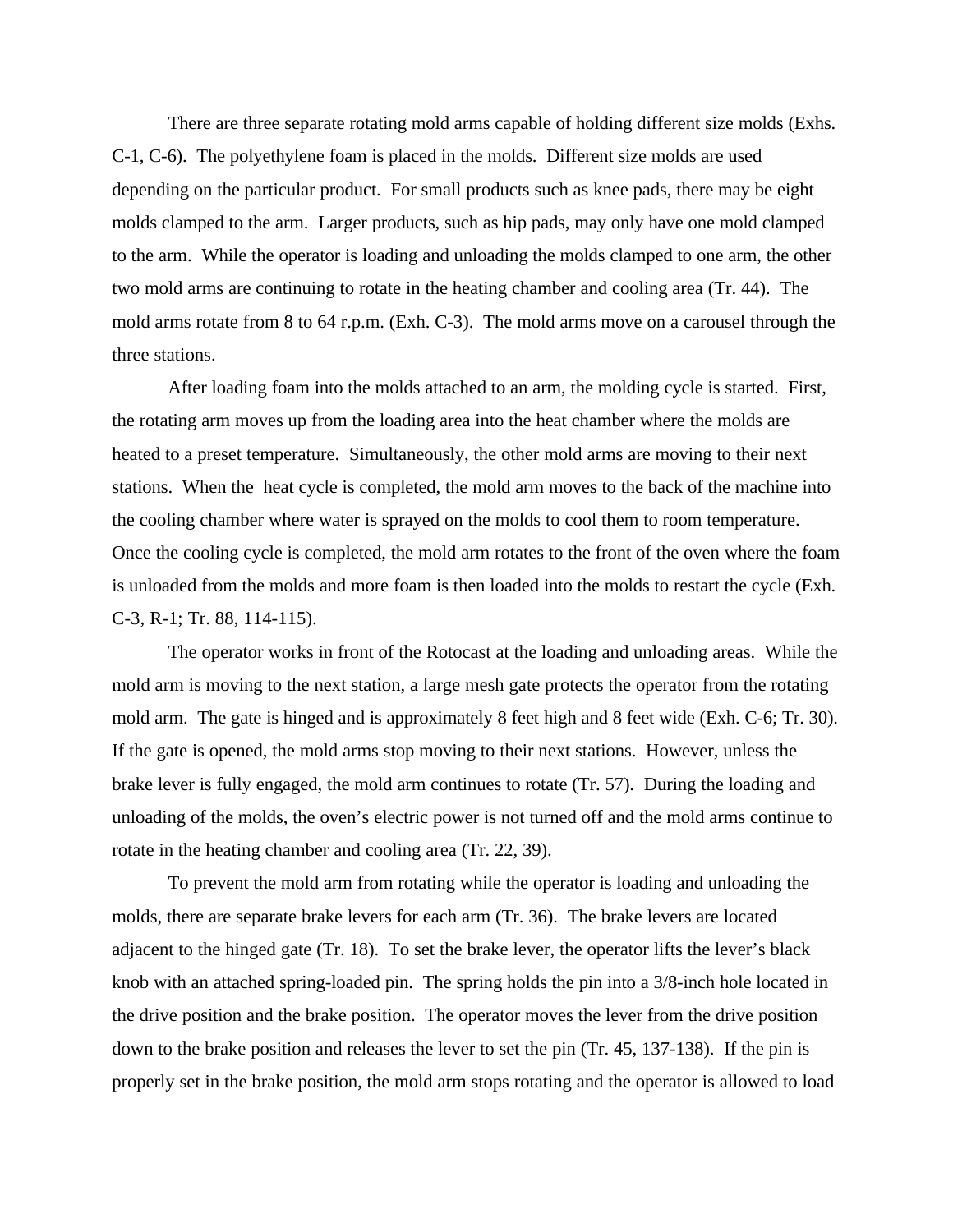There are three separate rotating mold arms capable of holding different size molds (Exhs. C-1, C-6). The polyethylene foam is placed in the molds. Different size molds are used depending on the particular product. For small products such as knee pads, there may be eight molds clamped to the arm. Larger products, such as hip pads, may only have one mold clamped to the arm. While the operator is loading and unloading the molds clamped to one arm, the other two mold arms are continuing to rotate in the heating chamber and cooling area (Tr. 44). The mold arms rotate from 8 to 64 r.p.m. (Exh. C-3). The mold arms move on a carousel through the three stations.

After loading foam into the molds attached to an arm, the molding cycle is started. First, the rotating arm moves up from the loading area into the heat chamber where the molds are heated to a preset temperature. Simultaneously, the other mold arms are moving to their next stations. When the heat cycle is completed, the mold arm moves to the back of the machine into the cooling chamber where water is sprayed on the molds to cool them to room temperature. Once the cooling cycle is completed, the mold arm rotates to the front of the oven where the foam is unloaded from the molds and more foam is then loaded into the molds to restart the cycle (Exh. C-3, R-1; Tr. 88, 114-115).

The operator works in front of the Rotocast at the loading and unloading areas. While the mold arm is moving to the next station, a large mesh gate protects the operator from the rotating mold arm. The gate is hinged and is approximately 8 feet high and 8 feet wide (Exh. C-6; Tr. 30). If the gate is opened, the mold arms stop moving to their next stations. However, unless the brake lever is fully engaged, the mold arm continues to rotate (Tr. 57). During the loading and unloading of the molds, the oven's electric power is not turned off and the mold arms continue to rotate in the heating chamber and cooling area (Tr. 22, 39).

To prevent the mold arm from rotating while the operator is loading and unloading the molds, there are separate brake levers for each arm (Tr. 36). The brake levers are located adjacent to the hinged gate (Tr. 18). To set the brake lever, the operator lifts the lever's black knob with an attached spring-loaded pin. The spring holds the pin into a 3/8-inch hole located in the drive position and the brake position. The operator moves the lever from the drive position down to the brake position and releases the lever to set the pin (Tr. 45, 137-138). If the pin is properly set in the brake position, the mold arm stops rotating and the operator is allowed to load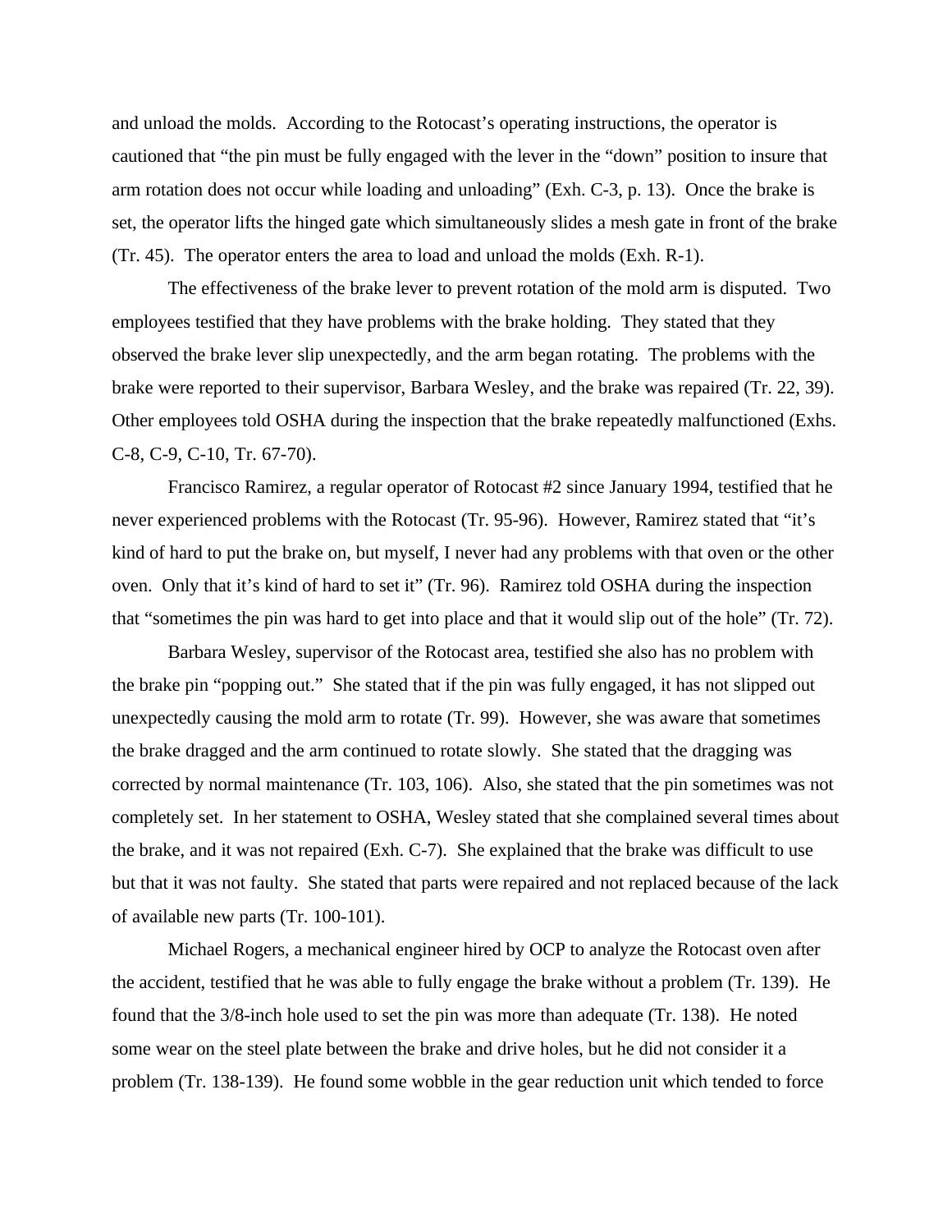and unload the molds. According to the Rotocast's operating instructions, the operator is cautioned that "the pin must be fully engaged with the lever in the "down" position to insure that arm rotation does not occur while loading and unloading" (Exh. C-3, p. 13). Once the brake is set, the operator lifts the hinged gate which simultaneously slides a mesh gate in front of the brake (Tr. 45). The operator enters the area to load and unload the molds (Exh. R-1).

The effectiveness of the brake lever to prevent rotation of the mold arm is disputed. Two employees testified that they have problems with the brake holding. They stated that they observed the brake lever slip unexpectedly, and the arm began rotating. The problems with the brake were reported to their supervisor, Barbara Wesley, and the brake was repaired (Tr. 22, 39). Other employees told OSHA during the inspection that the brake repeatedly malfunctioned (Exhs. C-8, C-9, C-10, Tr. 67-70).

Francisco Ramirez, a regular operator of Rotocast #2 since January 1994, testified that he never experienced problems with the Rotocast (Tr. 95-96). However, Ramirez stated that "it's kind of hard to put the brake on, but myself, I never had any problems with that oven or the other oven. Only that it's kind of hard to set it" (Tr. 96). Ramirez told OSHA during the inspection that "sometimes the pin was hard to get into place and that it would slip out of the hole" (Tr. 72).

Barbara Wesley, supervisor of the Rotocast area, testified she also has no problem with the brake pin "popping out." She stated that if the pin was fully engaged, it has not slipped out unexpectedly causing the mold arm to rotate (Tr. 99). However, she was aware that sometimes the brake dragged and the arm continued to rotate slowly. She stated that the dragging was corrected by normal maintenance (Tr. 103, 106). Also, she stated that the pin sometimes was not completely set. In her statement to OSHA, Wesley stated that she complained several times about the brake, and it was not repaired (Exh. C-7). She explained that the brake was difficult to use but that it was not faulty. She stated that parts were repaired and not replaced because of the lack of available new parts (Tr. 100-101).

Michael Rogers, a mechanical engineer hired by OCP to analyze the Rotocast oven after the accident, testified that he was able to fully engage the brake without a problem (Tr. 139). He found that the 3/8-inch hole used to set the pin was more than adequate (Tr. 138). He noted some wear on the steel plate between the brake and drive holes, but he did not consider it a problem (Tr. 138-139). He found some wobble in the gear reduction unit which tended to force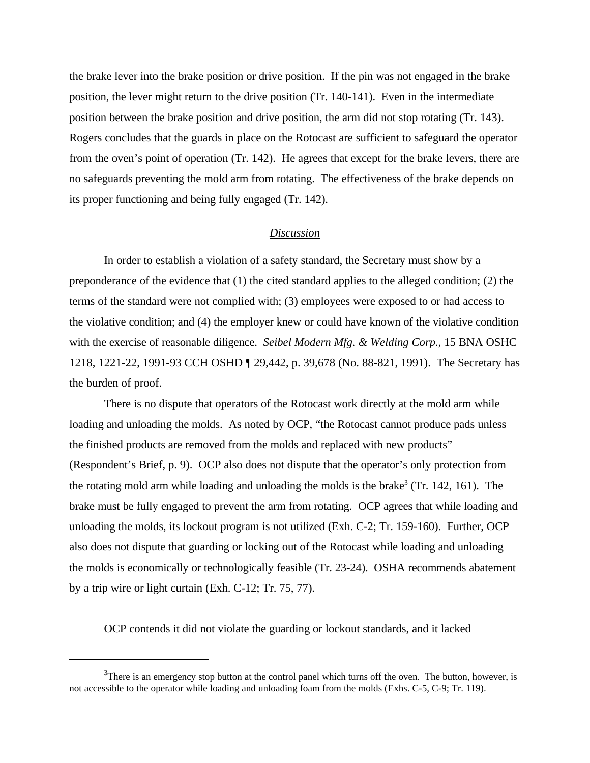the brake lever into the brake position or drive position. If the pin was not engaged in the brake position, the lever might return to the drive position (Tr. 140-141). Even in the intermediate position between the brake position and drive position, the arm did not stop rotating (Tr. 143). Rogers concludes that the guards in place on the Rotocast are sufficient to safeguard the operator from the oven's point of operation (Tr. 142). He agrees that except for the brake levers, there are no safeguards preventing the mold arm from rotating. The effectiveness of the brake depends on its proper functioning and being fully engaged (Tr. 142).

## Discussion

In order to establish a violation of a safety standard, the Secretary must show by a preponderance of the evidence that (1) the cited standard applies to the alleged condition; (2) the terms of the standard were not complied with; (3) employees were exposed to or had access to the violative condition; and (4) the employer knew or could have known of the violative condition with the exercise of reasonable diligence. *Seibel Modern Mfg. & Welding Corp.*, 15 BNA OSHC 1218, 1221-22, 1991-93 CCH OSHD ¶ 29,442, p. 39,678 (No. 88-821, 1991). The Secretary has the burden of proof.

There is no dispute that operators of the Rotocast work directly at the mold arm while loading and unloading the molds. As noted by OCP, "the Rotocast cannot produce pads unless the finished products are removed from the molds and replaced with new products" (Respondent's Brief, p. 9). OCP also does not dispute that the operator's only protection from the rotating mold arm while loading and unloading the molds is the brake[3] (Tr. 142, 161). The brake must be fully engaged to prevent the arm from rotating. OCP agrees that while loading and unloading the molds, its lockout program is not utilized (Exh. C-2; Tr. 159-160). Further, OCP also does not dispute that guarding or locking out of the Rotocast while loading and unloading the molds is economically or technologically feasible (Tr. 23-24). OSHA recommends abatement by a trip wire or light curtain (Exh. C-12; Tr. 75, 77).

OCP contends it did not violate the guarding or lockout standards, and it lacked

---

[3]There is an emergency stop button at the control panel which turns off the oven. The button, however, is not accessible to the operator while loading and unloading foam from the molds (Exhs. C-5, C-9; Tr. 119).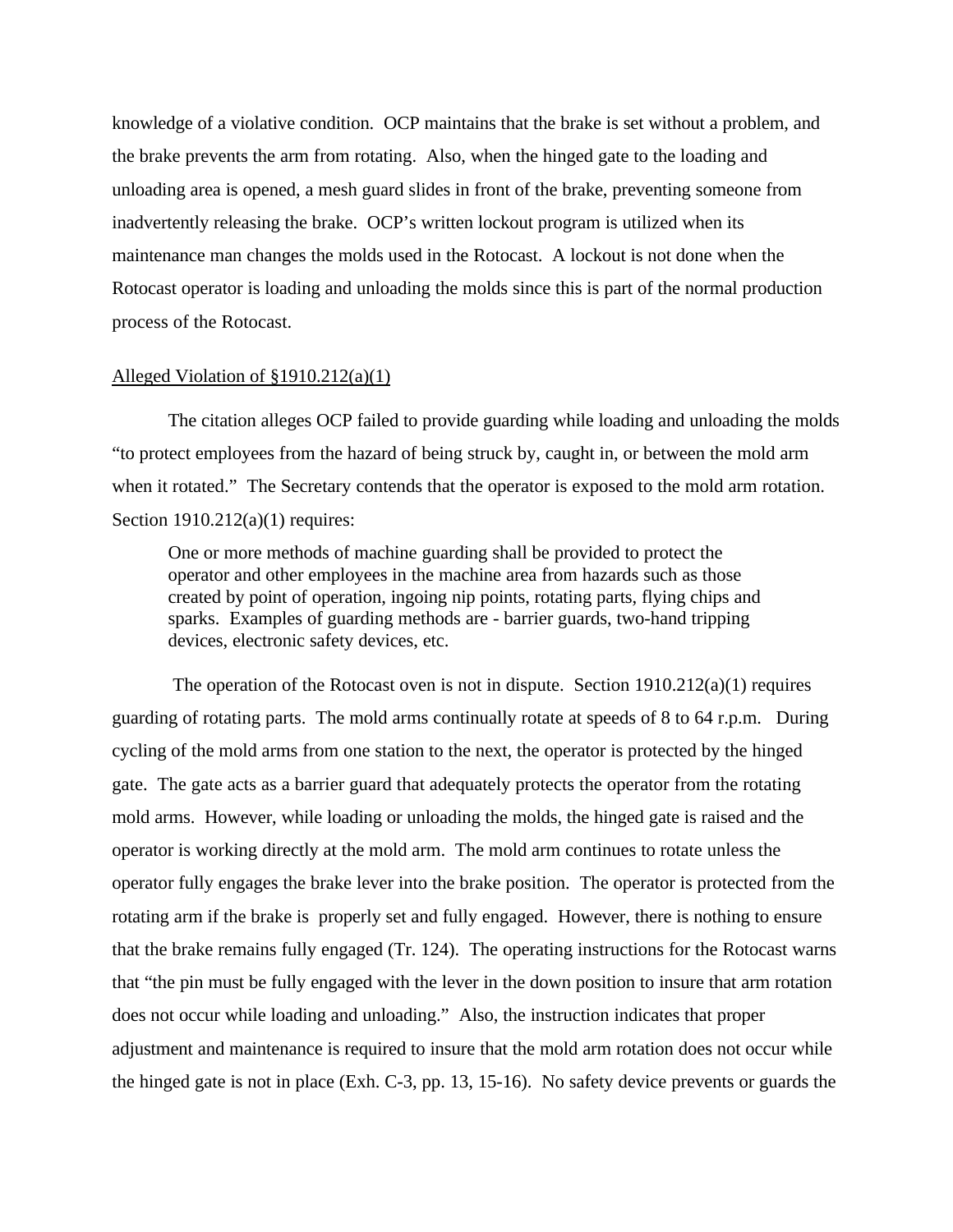knowledge of a violative condition. OCP maintains that the brake is set without a problem, and the brake prevents the arm from rotating. Also, when the hinged gate to the loading and unloading area is opened, a mesh guard slides in front of the brake, preventing someone from inadvertently releasing the brake. OCP's written lockout program is utilized when its maintenance man changes the molds used in the Rotocast. A lockout is not done when the Rotocast operator is loading and unloading the molds since this is part of the normal production process of the Rotocast.

Alleged Violation of §1910.212(a)(1)

The citation alleges OCP failed to provide guarding while loading and unloading the molds "to protect employees from the hazard of being struck by, caught in, or between the mold arm when it rotated." The Secretary contends that the operator is exposed to the mold arm rotation. Section 1910.212(a)(1) requires:

> One or more methods of machine guarding shall be provided to protect the operator and other employees in the machine area from hazards such as those created by point of operation, ingoing nip points, rotating parts, flying chips and sparks. Examples of guarding methods are - barrier guards, two-hand tripping devices, electronic safety devices, etc.

The operation of the Rotocast oven is not in dispute. Section 1910.212(a)(1) requires guarding of rotating parts. The mold arms continually rotate at speeds of 8 to 64 r.p.m. During cycling of the mold arms from one station to the next, the operator is protected by the hinged gate. The gate acts as a barrier guard that adequately protects the operator from the rotating mold arms. However, while loading or unloading the molds, the hinged gate is raised and the operator is working directly at the mold arm. The mold arm continues to rotate unless the operator fully engages the brake lever into the brake position. The operator is protected from the rotating arm if the brake is properly set and fully engaged. However, there is nothing to ensure that the brake remains fully engaged (Tr. 124). The operating instructions for the Rotocast warns that "the pin must be fully engaged with the lever in the down position to insure that arm rotation does not occur while loading and unloading." Also, the instruction indicates that proper adjustment and maintenance is required to insure that the mold arm rotation does not occur while the hinged gate is not in place (Exh. C-3, pp. 13, 15-16). No safety device prevents or guards the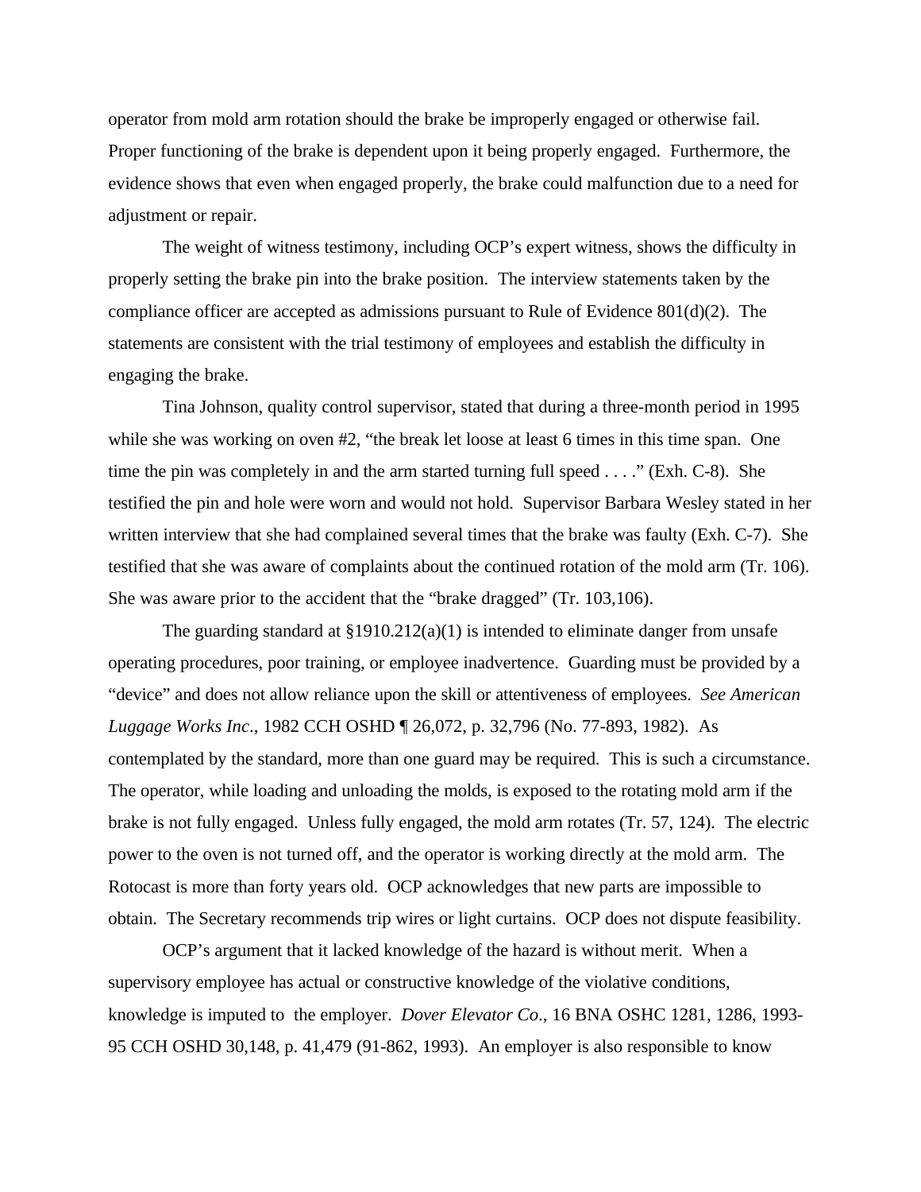operator from mold arm rotation should the brake be improperly engaged or otherwise fail. Proper functioning of the brake is dependent upon it being properly engaged. Furthermore, the evidence shows that even when engaged properly, the brake could malfunction due to a need for adjustment or repair.

The weight of witness testimony, including OCP's expert witness, shows the difficulty in properly setting the brake pin into the brake position. The interview statements taken by the compliance officer are accepted as admissions pursuant to Rule of Evidence 801(d)(2). The statements are consistent with the trial testimony of employees and establish the difficulty in engaging the brake.

Tina Johnson, quality control supervisor, stated that during a three-month period in 1995 while she was working on oven #2, "the break let loose at least 6 times in this time span. One time the pin was completely in and the arm started turning full speed . . . ." (Exh. C-8). She testified the pin and hole were worn and would not hold. Supervisor Barbara Wesley stated in her written interview that she had complained several times that the brake was faulty (Exh. C-7). She testified that she was aware of complaints about the continued rotation of the mold arm (Tr. 106). She was aware prior to the accident that the "brake dragged" (Tr. 103,106).

The guarding standard at §1910.212(a)(1) is intended to eliminate danger from unsafe operating procedures, poor training, or employee inadvertence. Guarding must be provided by a "device" and does not allow reliance upon the skill or attentiveness of employees. *See American Luggage Works Inc*., 1982 CCH OSHD ¶ 26,072, p. 32,796 (No. 77-893, 1982). As contemplated by the standard, more than one guard may be required. This is such a circumstance. The operator, while loading and unloading the molds, is exposed to the rotating mold arm if the brake is not fully engaged. Unless fully engaged, the mold arm rotates (Tr. 57, 124). The electric power to the oven is not turned off, and the operator is working directly at the mold arm. The Rotocast is more than forty years old. OCP acknowledges that new parts are impossible to obtain. The Secretary recommends trip wires or light curtains. OCP does not dispute feasibility.

OCP's argument that it lacked knowledge of the hazard is without merit. When a supervisory employee has actual or constructive knowledge of the violative conditions, knowledge is imputed to the employer. *Dover Elevator Co*., 16 BNA OSHC 1281, 1286, 1993-95 CCH OSHD 30,148, p. 41,479 (91-862, 1993). An employer is also responsible to know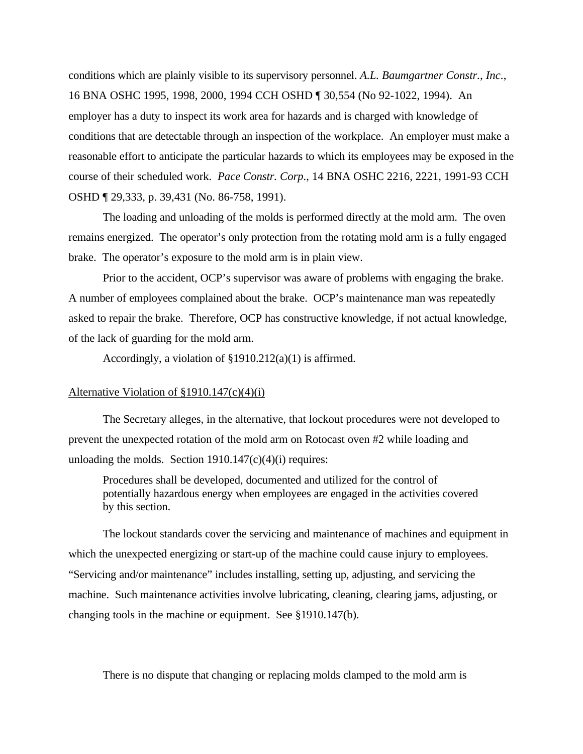conditions which are plainly visible to its supervisory personnel. *A.L. Baumgartner Constr., Inc.*, 16 BNA OSHC 1995, 1998, 2000, 1994 CCH OSHD ¶ 30,554 (No 92-1022, 1994). An employer has a duty to inspect its work area for hazards and is charged with knowledge of conditions that are detectable through an inspection of the workplace. An employer must make a reasonable effort to anticipate the particular hazards to which its employees may be exposed in the course of their scheduled work. *Pace Constr. Corp*., 14 BNA OSHC 2216, 2221, 1991-93 CCH OSHD ¶ 29,333, p. 39,431 (No. 86-758, 1991).

The loading and unloading of the molds is performed directly at the mold arm. The oven remains energized. The operator's only protection from the rotating mold arm is a fully engaged brake. The operator's exposure to the mold arm is in plain view.

Prior to the accident, OCP's supervisor was aware of problems with engaging the brake. A number of employees complained about the brake. OCP's maintenance man was repeatedly asked to repair the brake. Therefore, OCP has constructive knowledge, if not actual knowledge, of the lack of guarding for the mold arm.

Accordingly, a violation of §1910.212(a)(1) is affirmed.

Alternative Violation of §1910.147(c)(4)(i)

The Secretary alleges, in the alternative, that lockout procedures were not developed to prevent the unexpected rotation of the mold arm on Rotocast oven #2 while loading and unloading the molds. Section 1910.147(c)(4)(i) requires:

> Procedures shall be developed, documented and utilized for the control of potentially hazardous energy when employees are engaged in the activities covered by this section.

The lockout standards cover the servicing and maintenance of machines and equipment in which the unexpected energizing or start-up of the machine could cause injury to employees. "Servicing and/or maintenance" includes installing, setting up, adjusting, and servicing the machine. Such maintenance activities involve lubricating, cleaning, clearing jams, adjusting, or changing tools in the machine or equipment. See §1910.147(b).

There is no dispute that changing or replacing molds clamped to the mold arm is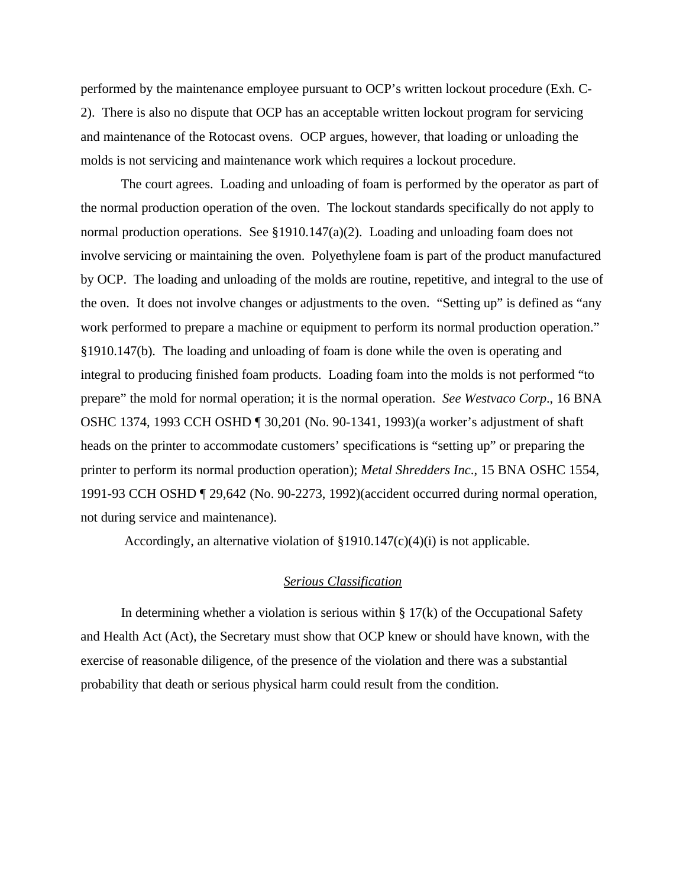performed by the maintenance employee pursuant to OCP's written lockout procedure (Exh. C-2). There is also no dispute that OCP has an acceptable written lockout program for servicing and maintenance of the Rotocast ovens. OCP argues, however, that loading or unloading the molds is not servicing and maintenance work which requires a lockout procedure.

The court agrees. Loading and unloading of foam is performed by the operator as part of the normal production operation of the oven. The lockout standards specifically do not apply to normal production operations. See §1910.147(a)(2). Loading and unloading foam does not involve servicing or maintaining the oven. Polyethylene foam is part of the product manufactured by OCP. The loading and unloading of the molds are routine, repetitive, and integral to the use of the oven. It does not involve changes or adjustments to the oven. "Setting up" is defined as "any work performed to prepare a machine or equipment to perform its normal production operation." §1910.147(b). The loading and unloading of foam is done while the oven is operating and integral to producing finished foam products. Loading foam into the molds is not performed "to prepare" the mold for normal operation; it is the normal operation. *See Westvaco Corp*., 16 BNA OSHC 1374, 1993 CCH OSHD ¶ 30,201 (No. 90-1341, 1993)(a worker's adjustment of shaft heads on the printer to accommodate customers' specifications is "setting up" or preparing the printer to perform its normal production operation); *Metal Shredders Inc*., 15 BNA OSHC 1554, 1991-93 CCH OSHD ¶ 29,642 (No. 90-2273, 1992)(accident occurred during normal operation, not during service and maintenance).

Accordingly, an alternative violation of §1910.147(c)(4)(i) is not applicable.

## *Serious Classification*

In determining whether a violation is serious within § 17(k) of the Occupational Safety and Health Act (Act), the Secretary must show that OCP knew or should have known, with the exercise of reasonable diligence, of the presence of the violation and there was a substantial probability that death or serious physical harm could result from the condition.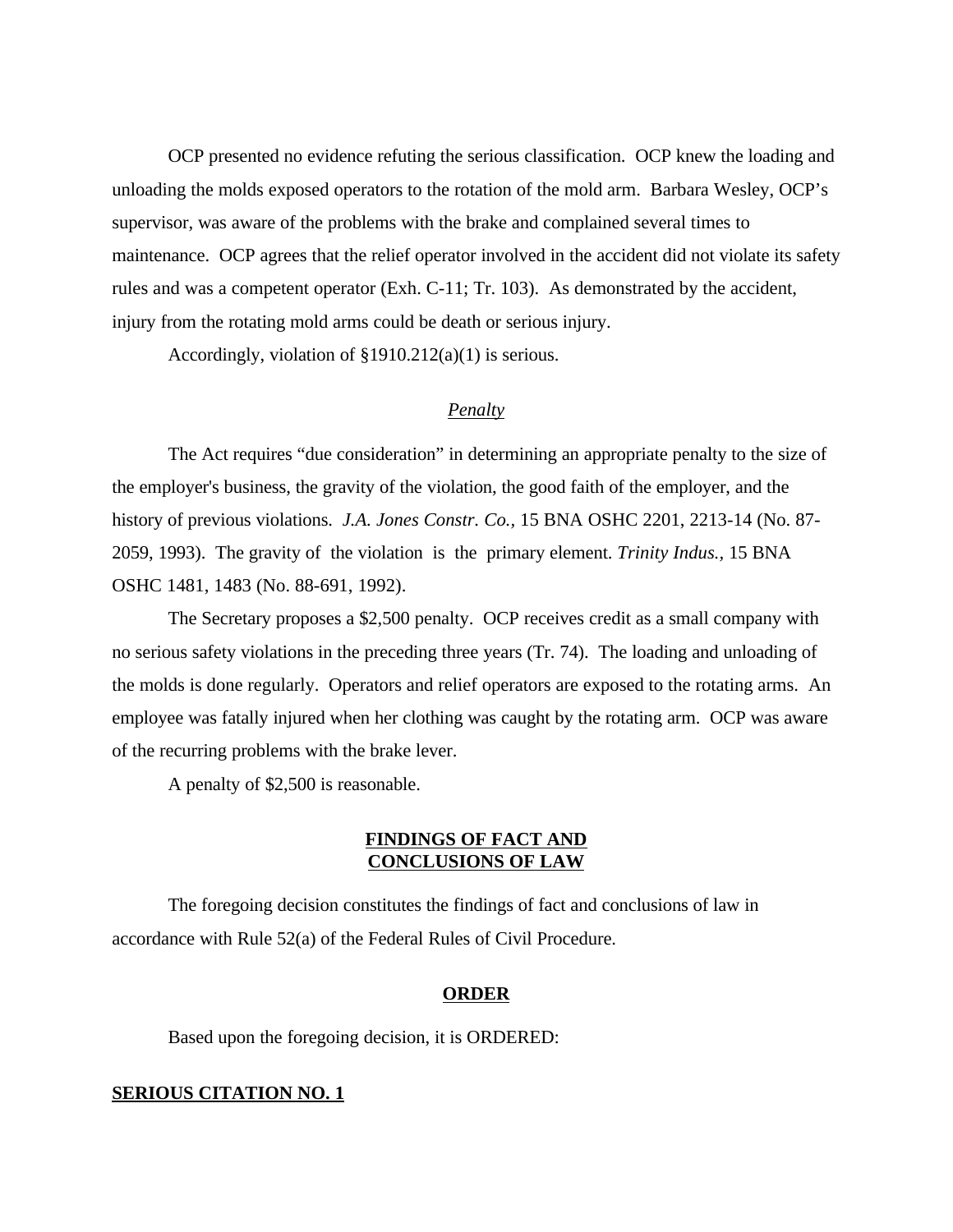OCP presented no evidence refuting the serious classification. OCP knew the loading and unloading the molds exposed operators to the rotation of the mold arm. Barbara Wesley, OCP's supervisor, was aware of the problems with the brake and complained several times to maintenance. OCP agrees that the relief operator involved in the accident did not violate its safety rules and was a competent operator (Exh. C-11; Tr. 103). As demonstrated by the accident, injury from the rotating mold arms could be death or serious injury.

Accordingly, violation of §1910.212(a)(1) is serious.

*Penalty*

The Act requires "due consideration" in determining an appropriate penalty to the size of the employer's business, the gravity of the violation, the good faith of the employer, and the history of previous violations. *J.A. Jones Constr. Co.,* 15 BNA OSHC 2201, 2213-14 (No. 87-2059, 1993). The gravity of the violation is the primary element. *Trinity Indus.,* 15 BNA OSHC 1481, 1483 (No. 88-691, 1992).

The Secretary proposes a $2,500 penalty. OCP receives credit as a small company with no serious safety violations in the preceding three years (Tr. 74). The loading and unloading of the molds is done regularly. Operators and relief operators are exposed to the rotating arms. An employee was fatally injured when her clothing was caught by the rotating arm. OCP was aware of the recurring problems with the brake lever.

A penalty of $2,500 is reasonable.

**FINDINGS OF FACT AND CONCLUSIONS OF LAW**

The foregoing decision constitutes the findings of fact and conclusions of law in accordance with Rule 52(a) of the Federal Rules of Civil Procedure.

**ORDER**

Based upon the foregoing decision, it is ORDERED:

**SERIOUS CITATION NO. 1**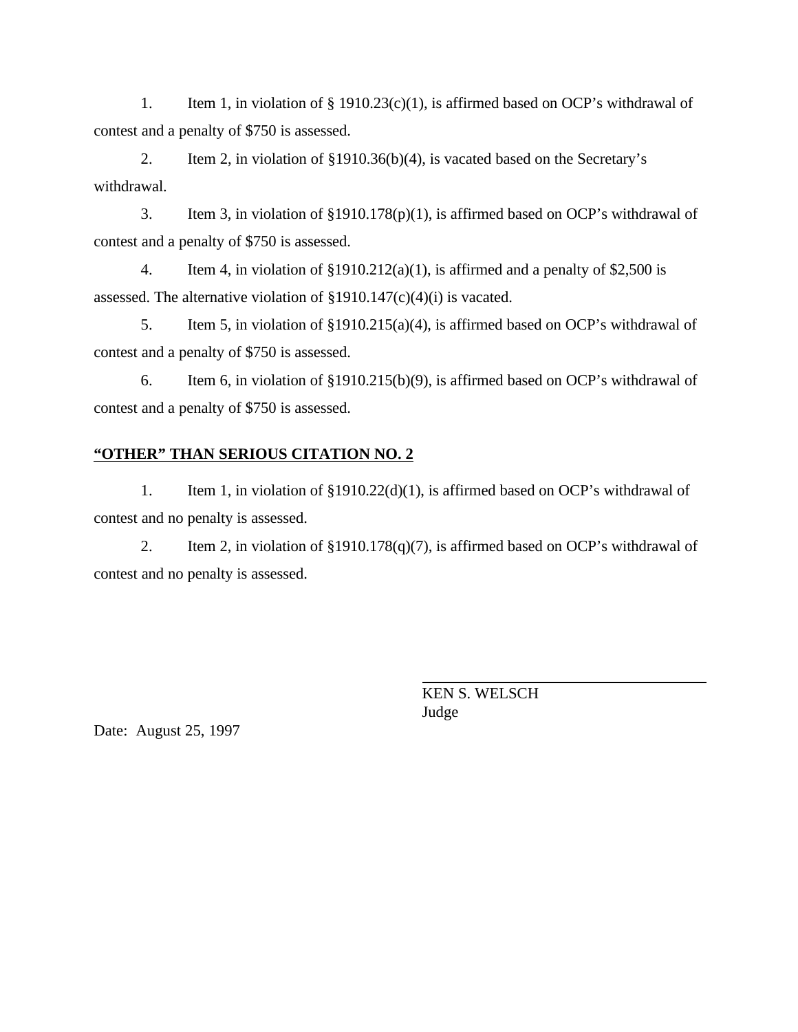1. Item 1, in violation of § 1910.23(c)(1), is affirmed based on OCP's withdrawal of contest and a penalty of $750 is assessed.

2. Item 2, in violation of §1910.36(b)(4), is vacated based on the Secretary's withdrawal.

3. Item 3, in violation of §1910.178(p)(1), is affirmed based on OCP's withdrawal of contest and a penalty of $750 is assessed.

4. Item 4, in violation of §1910.212(a)(1), is affirmed and a penalty of $2,500 is assessed. The alternative violation of §1910.147(c)(4)(i) is vacated.

5. Item 5, in violation of §1910.215(a)(4), is affirmed based on OCP's withdrawal of contest and a penalty of $750 is assessed.

6. Item 6, in violation of §1910.215(b)(9), is affirmed based on OCP's withdrawal of contest and a penalty of $750 is assessed.

**"OTHER" THAN SERIOUS CITATION NO. 2**

1. Item 1, in violation of §1910.22(d)(1), is affirmed based on OCP's withdrawal of contest and no penalty is assessed.

2. Item 2, in violation of §1910.178(q)(7), is affirmed based on OCP's withdrawal of contest and no penalty is assessed.

KEN S. WELSCH
Judge

Date: August 25, 1997